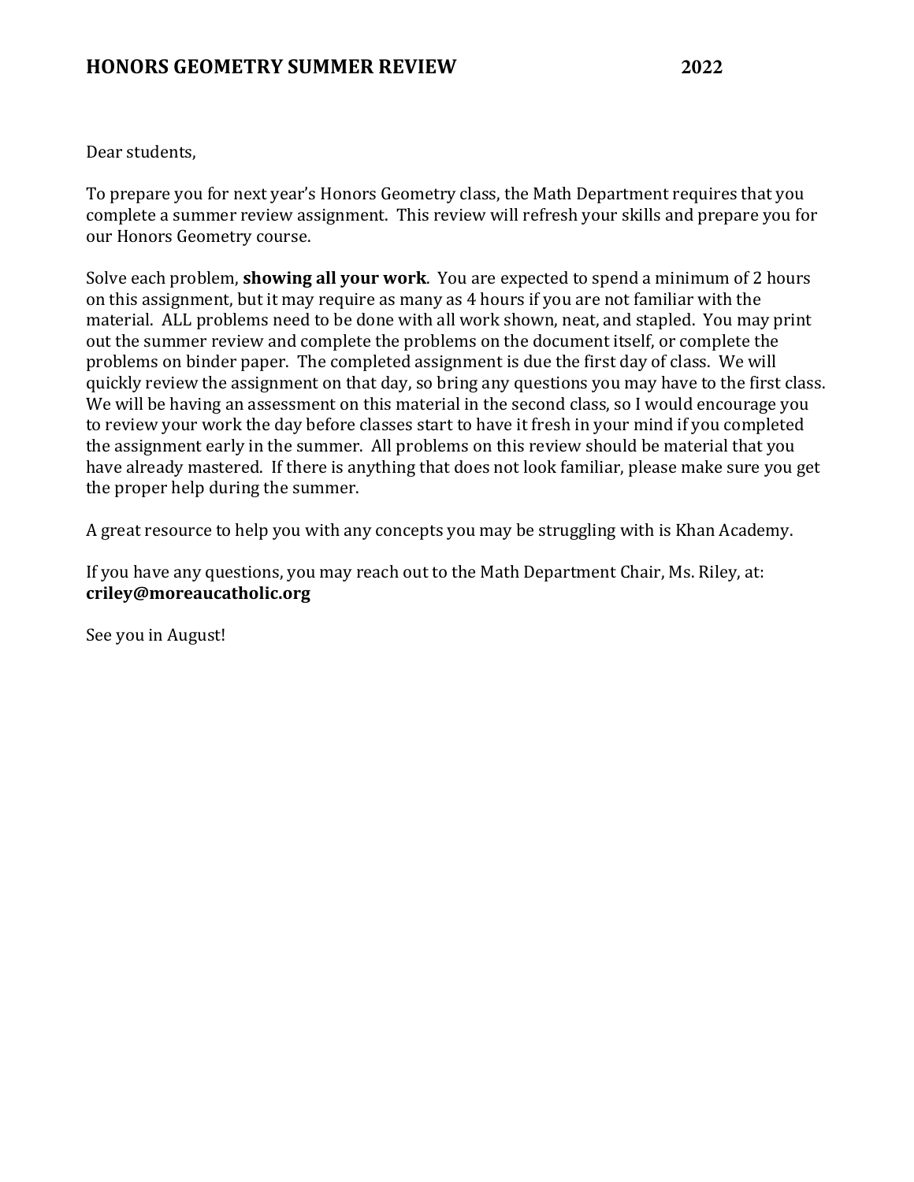# HONORS GEOMETRY SUMMER REVIEW 2022

Dear students,

To prepare you for next year's Honors Geometry class, the Math Department requires that you complete a summer review assignment. This review will refresh your skills and prepare you for our Honors Geometry course.

Solve each problem, **showing all your work**. You are expected to spend a minimum of 2 hours on this assignment, but it may require as many as 4 hours if you are not familiar with the material. ALL problems need to be done with all work shown, neat, and stapled. You may print out the summer review and complete the problems on the document itself, or complete the problems on binder paper. The completed assignment is due the first day of class. We will quickly review the assignment on that day, so bring any questions you may have to the first class. We will be having an assessment on this material in the second class, so I would encourage you to review your work the day before classes start to have it fresh in your mind if you completed the assignment early in the summer. All problems on this review should be material that you have already mastered. If there is anything that does not look familiar, please make sure you get the proper help during the summer.

A great resource to help you with any concepts you may be struggling with is Khan Academy.

If you have any questions, you may reach out to the Math Department Chair, Ms. Riley, at:
**criley@moreaucatholic.org**

See you in August!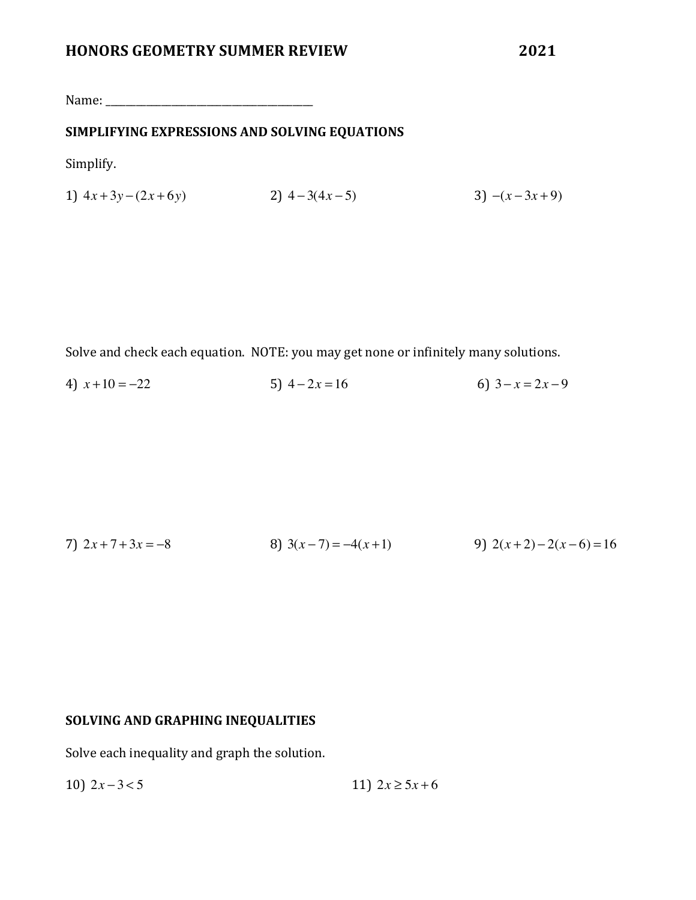# HONORS GEOMETRY SUMMER REVIEW 2021

Name: ______________________________________

## SIMPLIFYING EXPRESSIONS AND SOLVING EQUATIONS

Simplify.

1) $4x + 3y - (2x + 6y)$

2) $4 - 3(4x - 5)$

3) $-(x - 3x + 9)$

Solve and check each equation. NOTE: you may get none or infinitely many solutions.

4) $x + 10 = -22$

5) $4 - 2x = 16$

6) $3 - x = 2x - 9$

7) $2x + 7 + 3x = -8$

8) $3(x - 7) = -4(x + 1)$

9) $2(x + 2) - 2(x - 6) = 16$

## SOLVING AND GRAPHING INEQUALITIES

Solve each inequality and graph the solution.

10) $2x - 3 < 5$

11) $2x \geq 5x + 6$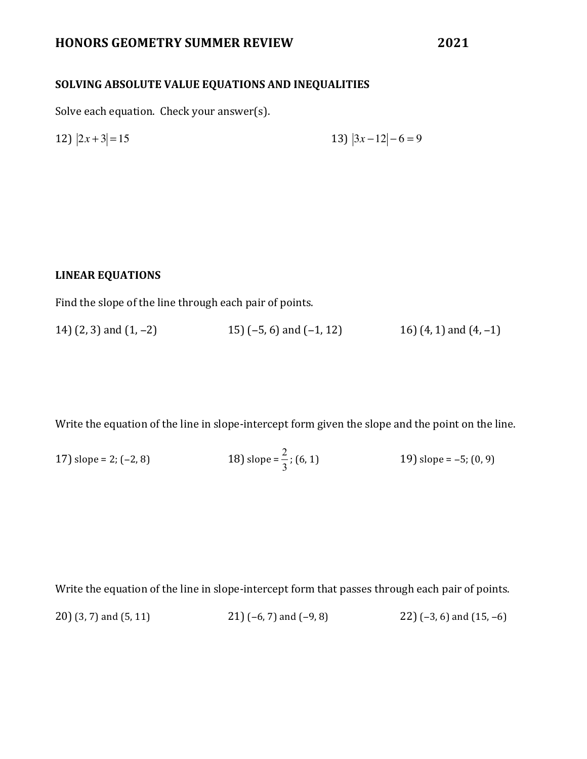# HONORS GEOMETRY SUMMER REVIEW 2021

## SOLVING ABSOLUTE VALUE EQUATIONS AND INEQUALITIES

Solve each equation. Check your answer(s).

12) $|2x+3|=15$

13) $|3x-12|-6=9$

## LINEAR EQUATIONS

Find the slope of the line through each pair of points.

14) (2, 3) and (1, –2)

15) (–5, 6) and (–1, 12)

16) (4, 1) and (4, –1)

Write the equation of the line in slope-intercept form given the slope and the point on the line.

17) slope = 2; (–2, 8)

18) slope = $\frac{2}{3}$; (6, 1)

19) slope = –5; (0, 9)

Write the equation of the line in slope-intercept form that passes through each pair of points.

20) (3, 7) and (5, 11)

21) (–6, 7) and (–9, 8)

22) (–3, 6) and (15, –6)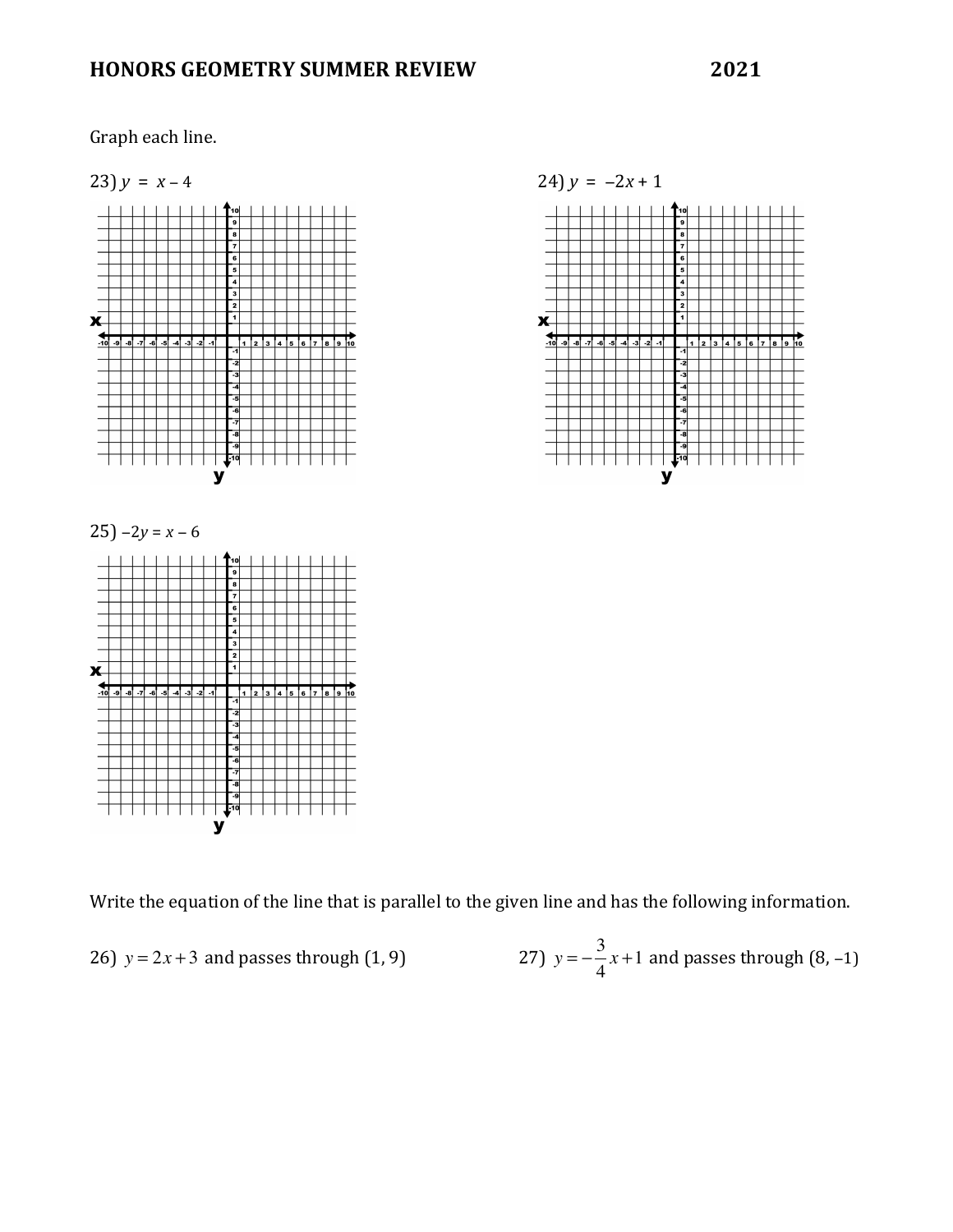**HONORS GEOMETRY SUMMER REVIEW 2021**

Graph each line.

23) $y = x - 4$

24) $y = -2x + 1$

25) $-2y = x - 6$

Write the equation of the line that is parallel to the given line and has the following information.

26) $y = 2x + 3$ and passes through (1, 9)

27) $y = -\frac{3}{4}x + 1$ and passes through (8, –1)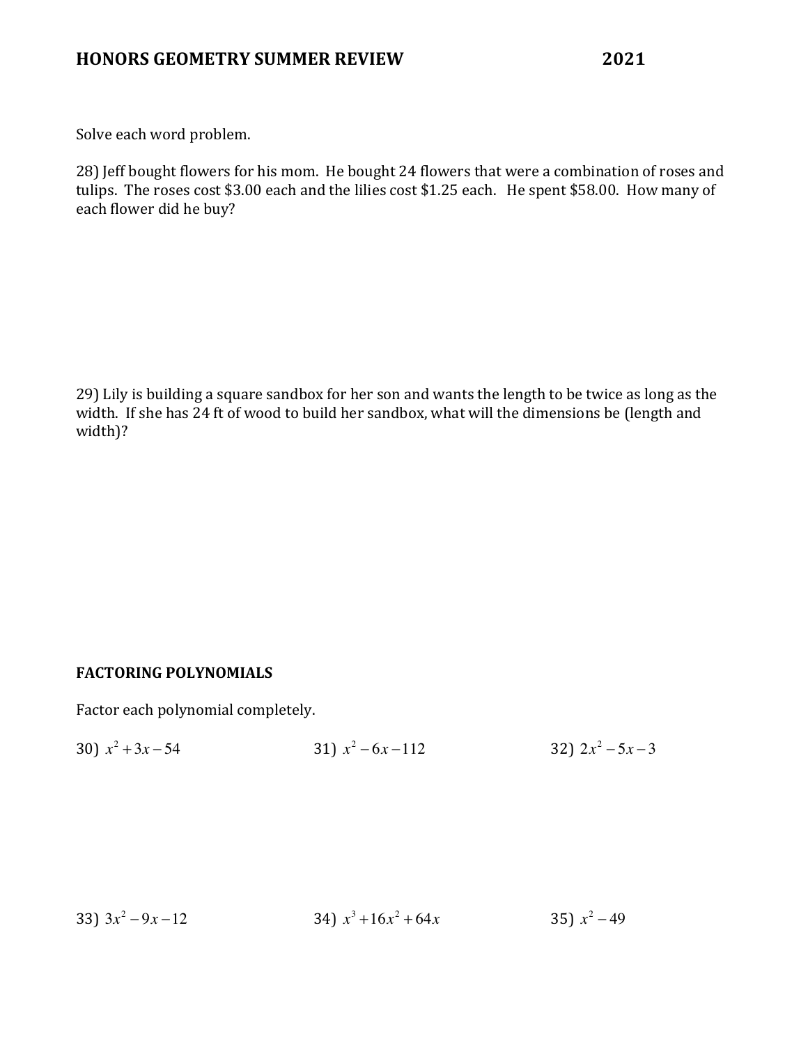Solve each word problem.

28) Jeff bought flowers for his mom. He bought 24 flowers that were a combination of roses and tulips. The roses cost $3.00 each and the lilies cost $1.25 each. He spent $58.00. How many of each flower did he buy?

29) Lily is building a square sandbox for her son and wants the length to be twice as long as the width. If she has 24 ft of wood to build her sandbox, what will the dimensions be (length and width)?

## FACTORING POLYNOMIALS

Factor each polynomial completely.

30) $x^2 + 3x - 54$

31) $x^2 - 6x - 112$

32) $2x^2 - 5x - 3$

33) $3x^2 - 9x - 12$

34) $x^3 + 16x^2 + 64x$

35) $x^2 - 49$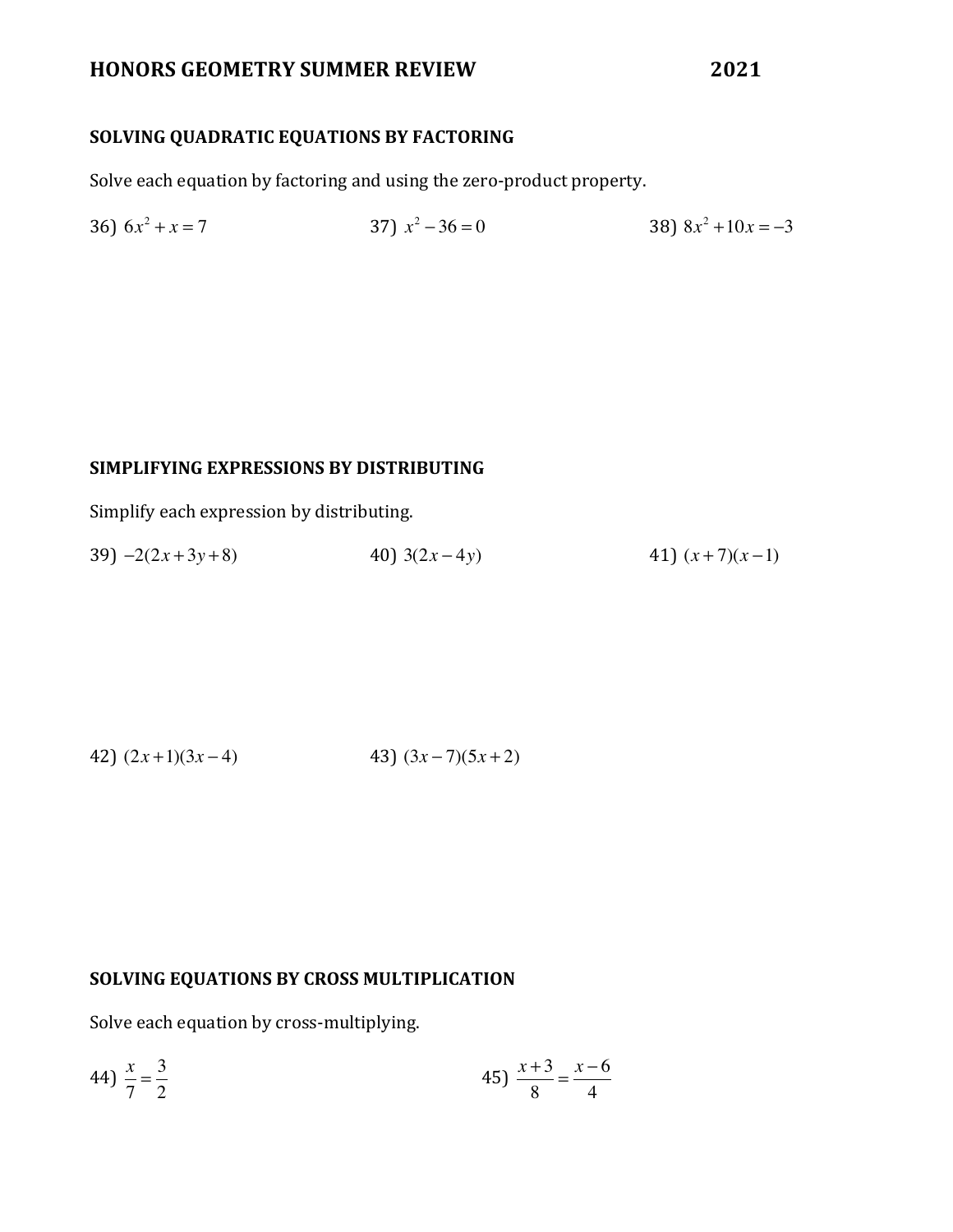# HONORS GEOMETRY SUMMER REVIEW 2021

## SOLVING QUADRATIC EQUATIONS BY FACTORING

Solve each equation by factoring and using the zero-product property.

36) $6x^2 + x = 7$

37) $x^2 - 36 = 0$

38) $8x^2 + 10x = -3$

## SIMPLIFYING EXPRESSIONS BY DISTRIBUTING

Simplify each expression by distributing.

39) $-2(2x + 3y + 8)$

40) $3(2x - 4y)$

41) $(x + 7)(x - 1)$

42) $(2x + 1)(3x - 4)$

43) $(3x - 7)(5x + 2)$

## SOLVING EQUATIONS BY CROSS MULTIPLICATION

Solve each equation by cross-multiplying.

44) $\frac{x}{7} = \frac{3}{2}$

45) $\frac{x+3}{8} = \frac{x-6}{4}$